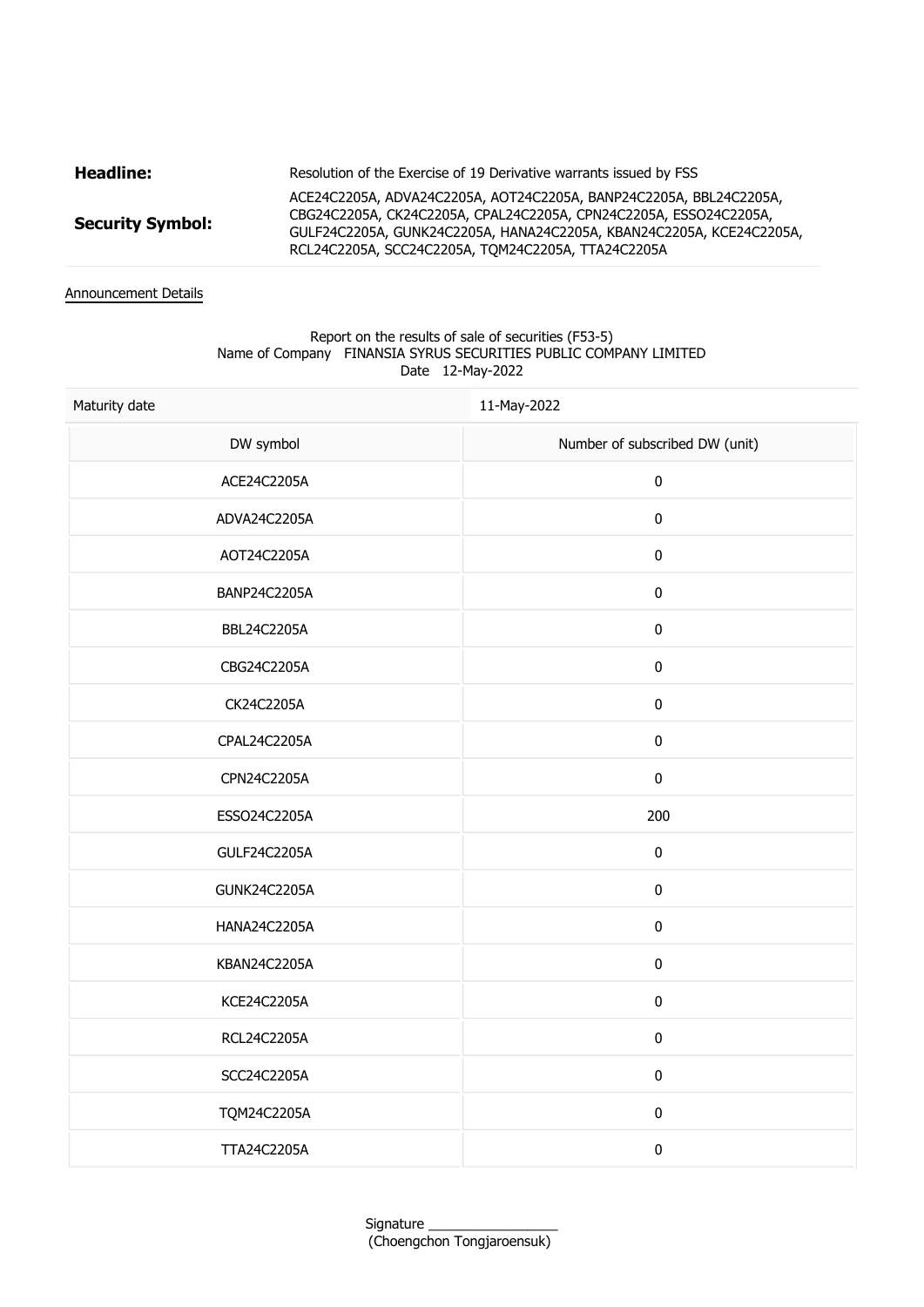**Headline:** Resolution of the Exercise of 19 Derivative warrants issued by FSS

**Security Symbol:** ACE24C2205A, ADVA24C2205A, AOT24C2205A, BANP24C2205A, BBL24C2205A, CBG24C2205A, CK24C2205A, CPAL24C2205A, CPN24C2205A, ESSO24C2205A, GULF24C2205A, GUNK24C2205A, HANA24C2205A, KBAN24C2205A, KCE24C2205A, RCL24C2205A, SCC24C2205A, TQM24C2205A, TTA24C2205A

Announcement Details

Report on the results of sale of securities (F53-5)
Name of Company FINANSIA SYRUS SECURITIES PUBLIC COMPANY LIMITED
Date 12-May-2022

| Maturity date | 11-May-2022 |
|---|---|
| **DW symbol** | **Number of subscribed DW (unit)** |
| ACE24C2205A | 0 |
| ADVA24C2205A | 0 |
| AOT24C2205A | 0 |
| BANP24C2205A | 0 |
| BBL24C2205A | 0 |
| CBG24C2205A | 0 |
| CK24C2205A | 0 |
| CPAL24C2205A | 0 |
| CPN24C2205A | 0 |
| ESSO24C2205A | 200 |
| GULF24C2205A | 0 |
| GUNK24C2205A | 0 |
| HANA24C2205A | 0 |
| KBAN24C2205A | 0 |
| KCE24C2205A | 0 |
| RCL24C2205A | 0 |
| SCC24C2205A | 0 |
| TQM24C2205A | 0 |
| TTA24C2205A | 0 |

Signature _______________
(Choengchon Tongjaroensuk)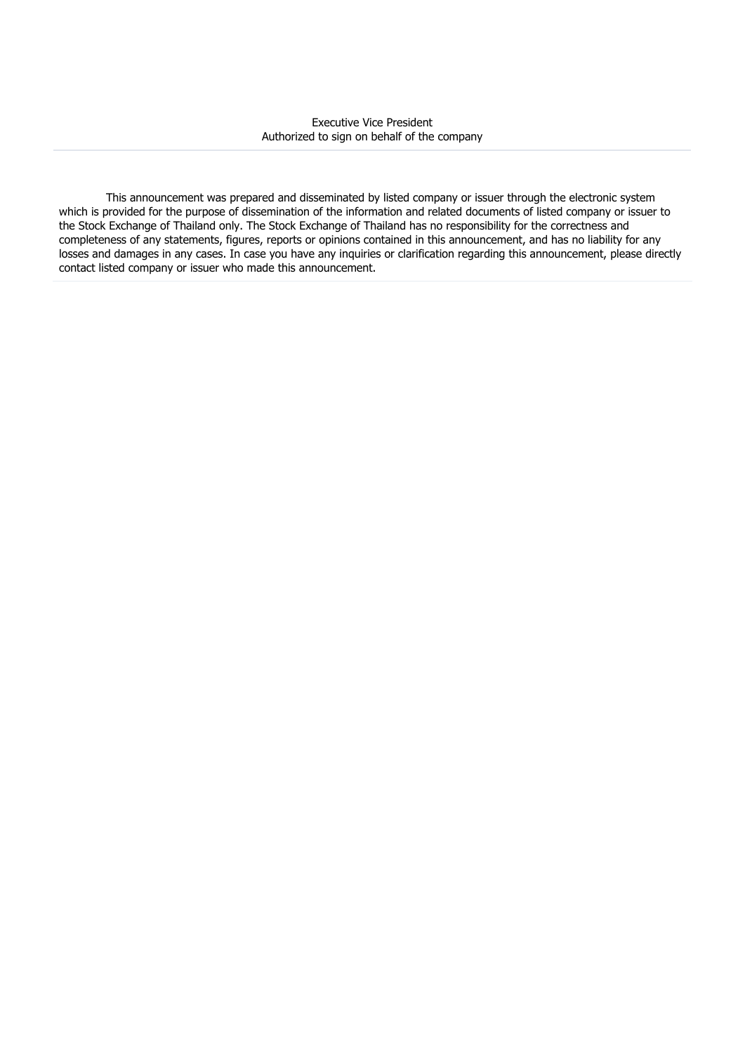Executive Vice President
Authorized to sign on behalf of the company

---

This announcement was prepared and disseminated by listed company or issuer through the electronic system which is provided for the purpose of dissemination of the information and related documents of listed company or issuer to the Stock Exchange of Thailand only. The Stock Exchange of Thailand has no responsibility for the correctness and completeness of any statements, figures, reports or opinions contained in this announcement, and has no liability for any losses and damages in any cases. In case you have any inquiries or clarification regarding this announcement, please directly contact listed company or issuer who made this announcement.